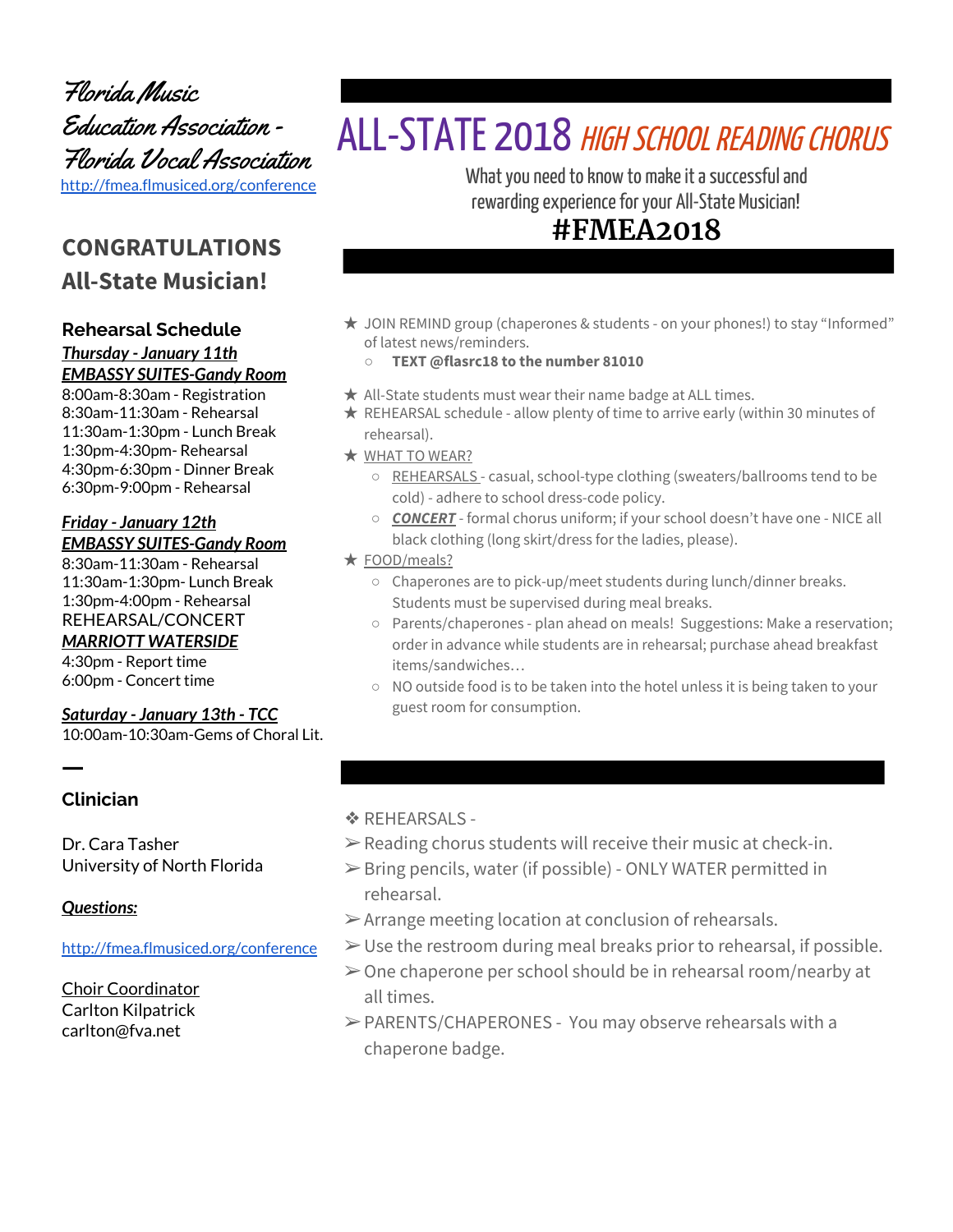**Florida Music Education Association - Florida Vocal Association**

http://fmea.flmusiced.org/conference

## CONGRATULATIONS All-State Musician!

### Rehearsal Schedule

***Thursday - January 11th***
***EMBASSY SUITES-Gandy Room***

8:00am-8:30am - Registration
8:30am-11:30am - Rehearsal
11:30am-1:30pm - Lunch Break
1:30pm-4:30pm- Rehearsal
4:30pm-6:30pm - Dinner Break
6:30pm-9:00pm - Rehearsal

***Friday - January 12th***
***EMBASSY SUITES-Gandy Room***

8:30am-11:30am - Rehearsal
11:30am-1:30pm- Lunch Break
1:30pm-4:00pm - Rehearsal
REHEARSAL/CONCERT
***MARRIOTT WATERSIDE***
4:30pm - Report time
6:00pm - Concert time

***Saturday - January 13th - TCC***

10:00am-10:30am-Gems of Choral Lit.

### Clinician

Dr. Cara Tasher
University of North Florida

***Questions:***

http://fmea.flmusiced.org/conference

Choir Coordinator
Carlton Kilpatrick
carlton@fva.net

# ALL-STATE 2018 *HIGH SCHOOL READING CHORUS*

What you need to know to make it a successful and rewarding experience for your All-State Musician!

**#FMEA2018**

- ★ JOIN REMIND group (chaperones & students - on your phones!) to stay "Informed" of latest news/reminders.
  - **TEXT @flasrc18 to the number 81010**
- ★ All-State students must wear their name badge at ALL times.
- ★ REHEARSAL schedule - allow plenty of time to arrive early (within 30 minutes of rehearsal).
- ★ WHAT TO WEAR?
  - REHEARSALS - casual, school-type clothing (sweaters/ballrooms tend to be cold) - adhere to school dress-code policy.
  - ***CONCERT*** - formal chorus uniform; if your school doesn't have one - NICE all black clothing (long skirt/dress for the ladies, please).
- ★ FOOD/meals?
  - Chaperones are to pick-up/meet students during lunch/dinner breaks. Students must be supervised during meal breaks.
  - Parents/chaperones - plan ahead on meals! Suggestions: Make a reservation; order in advance while students are in rehearsal; purchase ahead breakfast items/sandwiches…
  - NO outside food is to be taken into the hotel unless it is being taken to your guest room for consumption.

❖ REHEARSALS -

- ➢ Reading chorus students will receive their music at check-in.
- ➢ Bring pencils, water (if possible) - ONLY WATER permitted in rehearsal.
- ➢ Arrange meeting location at conclusion of rehearsals.
- ➢ Use the restroom during meal breaks prior to rehearsal, if possible.
- ➢ One chaperone per school should be in rehearsal room/nearby at all times.
- ➢ PARENTS/CHAPERONES - You may observe rehearsals with a chaperone badge.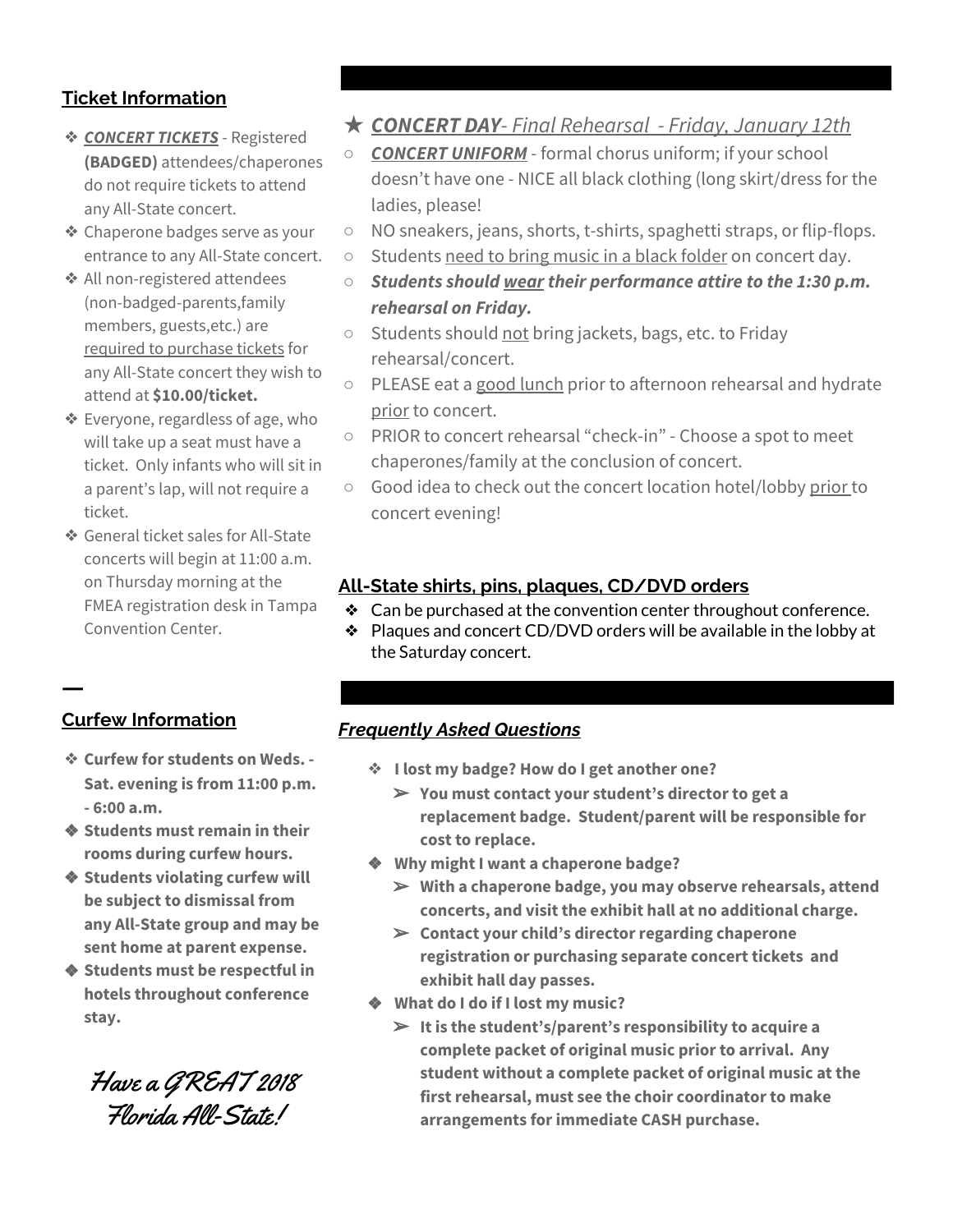## Ticket Information

- ***CONCERT TICKETS*** - Registered **(BADGED)** attendees/chaperones do not require tickets to attend any All-State concert.
- Chaperone badges serve as your entrance to any All-State concert.
- All non-registered attendees (non-badged-parents,family members, guests,etc.) are required to purchase tickets for any All-State concert they wish to attend at **$10.00/ticket.**
- Everyone, regardless of age, who will take up a seat must have a ticket. Only infants who will sit in a parent's lap, will not require a ticket.
- General ticket sales for All-State concerts will begin at 11:00 a.m. on Thursday morning at the FMEA registration desk in Tampa Convention Center.

## Curfew Information

- **Curfew for students on Weds. - Sat. evening is from 11:00 p.m. - 6:00 a.m.**
- **Students must remain in their rooms during curfew hours.**
- **Students violating curfew will be subject to dismissal from any All-State group and may be sent home at parent expense.**
- **Students must be respectful in hotels throughout conference stay.**

*Have a GREAT 2018 Florida All-State!*

★ ***CONCERT DAY**- Final Rehearsal - Friday, January 12th*

- ***CONCERT UNIFORM*** - formal chorus uniform; if your school doesn't have one - NICE all black clothing (long skirt/dress for the ladies, please!
- NO sneakers, jeans, shorts, t-shirts, spaghetti straps, or flip-flops.
- Students need to bring music in a black folder on concert day.
- ***Students should wear their performance attire to the 1:30 p.m. rehearsal on Friday.***
- Students should not bring jackets, bags, etc. to Friday rehearsal/concert.
- PLEASE eat a good lunch prior to afternoon rehearsal and hydrate prior to concert.
- PRIOR to concert rehearsal "check-in" - Choose a spot to meet chaperones/family at the conclusion of concert.
- Good idea to check out the concert location hotel/lobby prior to concert evening!

## All-State shirts, pins, plaques, CD/DVD orders

- Can be purchased at the convention center throughout conference.
- Plaques and concert CD/DVD orders will be available in the lobby at the Saturday concert.

## *Frequently Asked Questions*

- **I lost my badge? How do I get another one?**
  - **You must contact your student's director to get a replacement badge. Student/parent will be responsible for cost to replace.**
- **Why might I want a chaperone badge?**
  - **With a chaperone badge, you may observe rehearsals, attend concerts, and visit the exhibit hall at no additional charge.**
  - **Contact your child's director regarding chaperone registration or purchasing separate concert tickets and exhibit hall day passes.**
- **What do I do if I lost my music?**
  - **It is the student's/parent's responsibility to acquire a complete packet of original music prior to arrival. Any student without a complete packet of original music at the first rehearsal, must see the choir coordinator to make arrangements for immediate CASH purchase.**